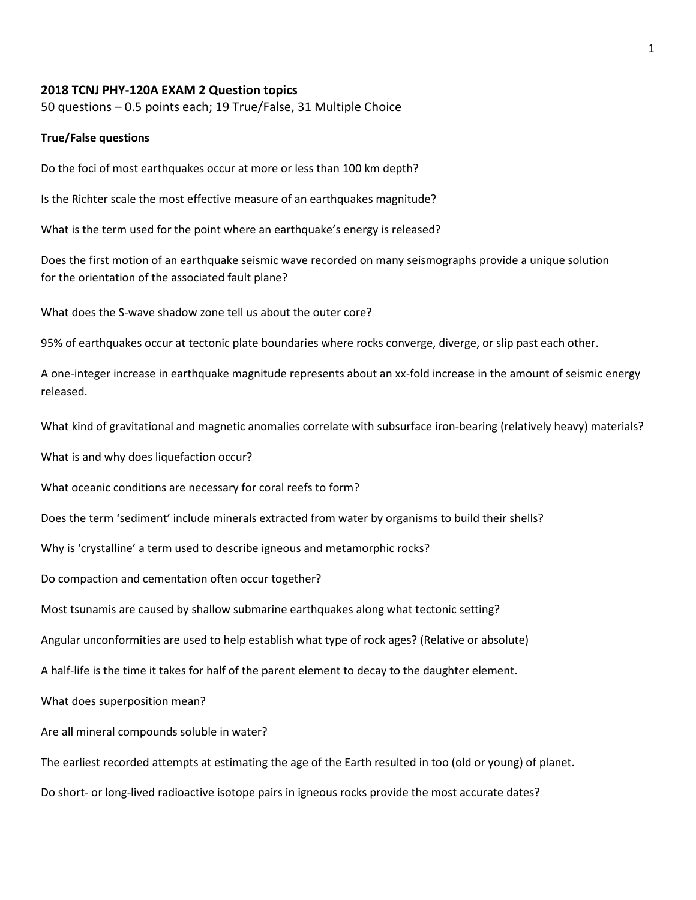**2018 TCNJ PHY-120A EXAM 2 Question topics**

50 questions – 0.5 points each; 19 True/False, 31 Multiple Choice

**True/False questions**

Do the foci of most earthquakes occur at more or less than 100 km depth?

Is the Richter scale the most effective measure of an earthquakes magnitude?

What is the term used for the point where an earthquake's energy is released?

Does the first motion of an earthquake seismic wave recorded on many seismographs provide a unique solution for the orientation of the associated fault plane?

What does the S-wave shadow zone tell us about the outer core?

95% of earthquakes occur at tectonic plate boundaries where rocks converge, diverge, or slip past each other.

A one-integer increase in earthquake magnitude represents about an xx-fold increase in the amount of seismic energy released.

What kind of gravitational and magnetic anomalies correlate with subsurface iron-bearing (relatively heavy) materials?

What is and why does liquefaction occur?

What oceanic conditions are necessary for coral reefs to form?

Does the term 'sediment' include minerals extracted from water by organisms to build their shells?

Why is 'crystalline' a term used to describe igneous and metamorphic rocks?

Do compaction and cementation often occur together?

Most tsunamis are caused by shallow submarine earthquakes along what tectonic setting?

Angular unconformities are used to help establish what type of rock ages? (Relative or absolute)

A half-life is the time it takes for half of the parent element to decay to the daughter element.

What does superposition mean?

Are all mineral compounds soluble in water?

The earliest recorded attempts at estimating the age of the Earth resulted in too (old or young) of planet.

Do short- or long-lived radioactive isotope pairs in igneous rocks provide the most accurate dates?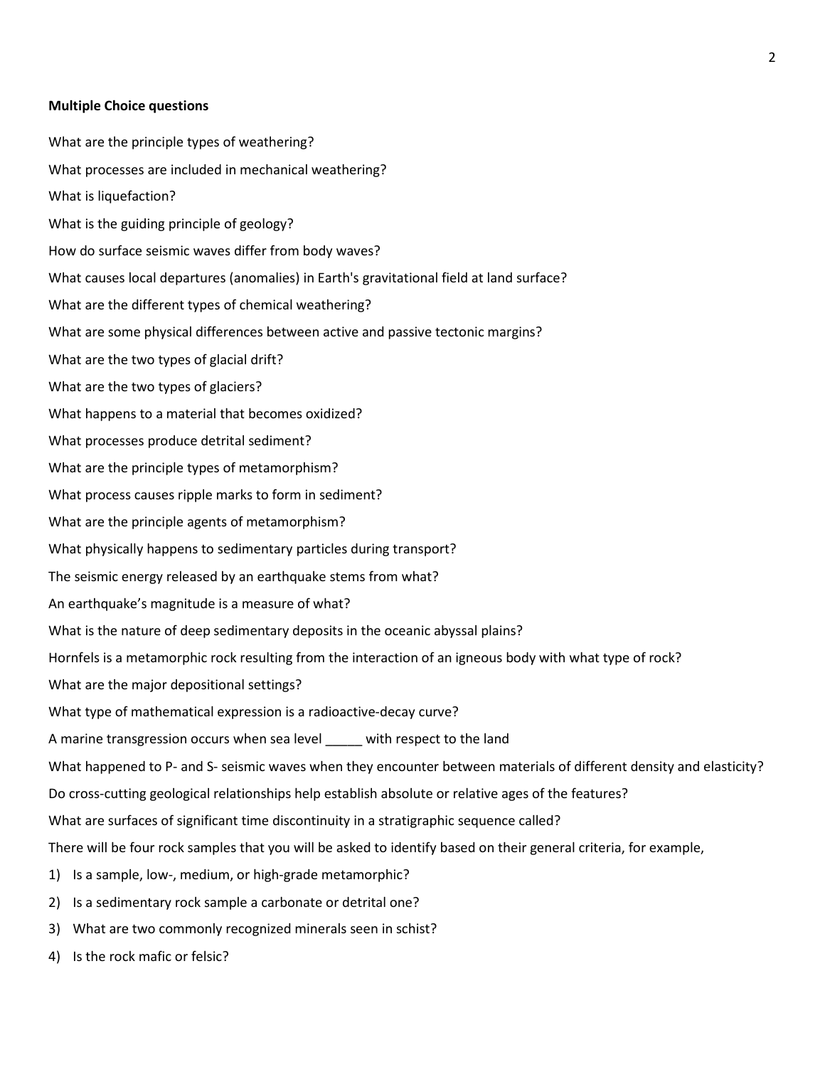**Multiple Choice questions**

What are the principle types of weathering?

What processes are included in mechanical weathering?

What is liquefaction?

What is the guiding principle of geology?

How do surface seismic waves differ from body waves?

What causes local departures (anomalies) in Earth's gravitational field at land surface?

What are the different types of chemical weathering?

What are some physical differences between active and passive tectonic margins?

What are the two types of glacial drift?

What are the two types of glaciers?

What happens to a material that becomes oxidized?

What processes produce detrital sediment?

What are the principle types of metamorphism?

What process causes ripple marks to form in sediment?

What are the principle agents of metamorphism?

What physically happens to sedimentary particles during transport?

The seismic energy released by an earthquake stems from what?

An earthquake's magnitude is a measure of what?

What is the nature of deep sedimentary deposits in the oceanic abyssal plains?

Hornfels is a metamorphic rock resulting from the interaction of an igneous body with what type of rock?

What are the major depositional settings?

What type of mathematical expression is a radioactive-decay curve?

A marine transgression occurs when sea level _____ with respect to the land

What happened to P- and S- seismic waves when they encounter between materials of different density and elasticity?

Do cross-cutting geological relationships help establish absolute or relative ages of the features?

What are surfaces of significant time discontinuity in a stratigraphic sequence called?

There will be four rock samples that you will be asked to identify based on their general criteria, for example,

1) Is a sample, low-, medium, or high-grade metamorphic?
2) Is a sedimentary rock sample a carbonate or detrital one?
3) What are two commonly recognized minerals seen in schist?
4) Is the rock mafic or felsic?